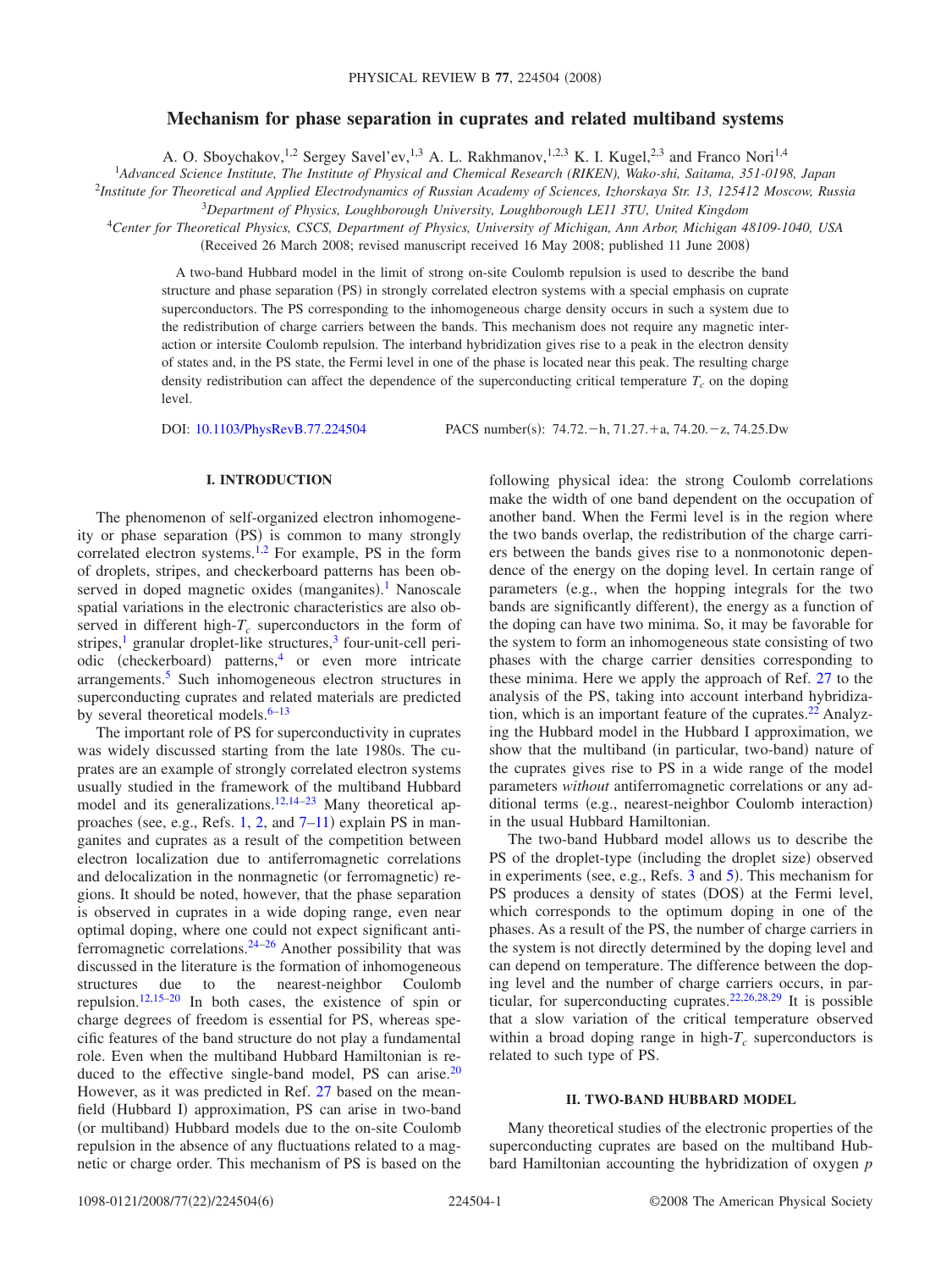# Mechanism for phase separation in cuprates and related multiband systems

A. O. Sboychakov,[1,2] Sergey Savel'ev,[1,3] A. L. Rakhmanov,[1,2,3] K. I. Kugel,[2,3] and Franco Nori[1,4]

[1]*Advanced Science Institute, The Institute of Physical and Chemical Research (RIKEN), Wako-shi, Saitama, 351-0198, Japan*

[2]*Institute for Theoretical and Applied Electrodynamics of Russian Academy of Sciences, Izhorskaya Str. 13, 125412 Moscow, Russia*

[3]*Department of Physics, Loughborough University, Loughborough LE11 3TU, United Kingdom*

[4]*Center for Theoretical Physics, CSCS, Department of Physics, University of Michigan, Ann Arbor, Michigan 48109-1040, USA*

(Received 26 March 2008; revised manuscript received 16 May 2008; published 11 June 2008)

A two-band Hubbard model in the limit of strong on-site Coulomb repulsion is used to describe the band structure and phase separation (PS) in strongly correlated electron systems with a special emphasis on cuprate superconductors. The PS corresponding to the inhomogeneous charge density occurs in such a system due to the redistribution of charge carriers between the bands. This mechanism does not require any magnetic interaction or intersite Coulomb repulsion. The interband hybridization gives rise to a peak in the electron density of states and, in the PS state, the Fermi level in one of the phase is located near this peak. The resulting charge density redistribution can affect the dependence of the superconducting critical temperature $T_c$ on the doping level.

DOI: 10.1103/PhysRevB.77.224504 PACS number(s): 74.72.−h, 71.27.+a, 74.20.−z, 74.25.Dw

## I. INTRODUCTION

The phenomenon of self-organized electron inhomogeneity or phase separation (PS) is common to many strongly correlated electron systems.[1,2] For example, PS in the form of droplets, stripes, and checkerboard patterns has been observed in doped magnetic oxides (manganites).[1] Nanoscale spatial variations in the electronic characteristics are also observed in different high-$T_c$ superconductors in the form of stripes,[1] granular droplet-like structures,[3] four-unit-cell periodic (checkerboard) patterns,[4] or even more intricate arrangements.[5] Such inhomogeneous electron structures in superconducting cuprates and related materials are predicted by several theoretical models.[6–13]

The important role of PS for superconductivity in cuprates was widely discussed starting from the late 1980s. The cuprates are an example of strongly correlated electron systems usually studied in the framework of the multiband Hubbard model and its generalizations.[12,14–23] Many theoretical approaches (see, e.g., Refs. 1, 2, and 7–11) explain PS in manganites and cuprates as a result of the competition between electron localization due to antiferromagnetic correlations and delocalization in the nonmagnetic (or ferromagnetic) regions. It should be noted, however, that the phase separation is observed in cuprates in a wide doping range, even near optimal doping, where one could not expect significant antiferromagnetic correlations.[24–26] Another possibility that was discussed in the literature is the formation of inhomogeneous structures due to the nearest-neighbor Coulomb repulsion.[12,15–20] In both cases, the existence of spin or charge degrees of freedom is essential for PS, whereas specific features of the band structure do not play a fundamental role. Even when the multiband Hubbard Hamiltonian is reduced to the effective single-band model, PS can arise.[20] However, as it was predicted in Ref. 27 based on the mean-field (Hubbard I) approximation, PS can arise in two-band (or multiband) Hubbard models due to the on-site Coulomb repulsion in the absence of any fluctuations related to a magnetic or charge order. This mechanism of PS is based on the following physical idea: the strong Coulomb correlations make the width of one band dependent on the occupation of another band. When the Fermi level is in the region where the two bands overlap, the redistribution of the charge carriers between the bands gives rise to a nonmonotonic dependence of the energy on the doping level. In certain range of parameters (e.g., when the hopping integrals for the two bands are significantly different), the energy as a function of the doping can have two minima. So, it may be favorable for the system to form an inhomogeneous state consisting of two phases with the charge carrier densities corresponding to these minima. Here we apply the approach of Ref. 27 to the analysis of the PS, taking into account interband hybridization, which is an important feature of the cuprates.[22] Analyzing the Hubbard model in the Hubbard I approximation, we show that the multiband (in particular, two-band) nature of the cuprates gives rise to PS in a wide range of the model parameters *without* antiferromagnetic correlations or any additional terms (e.g., nearest-neighbor Coulomb interaction) in the usual Hubbard Hamiltonian.

The two-band Hubbard model allows us to describe the PS of the droplet-type (including the droplet size) observed in experiments (see, e.g., Refs. 3 and 5). This mechanism for PS produces a density of states (DOS) at the Fermi level, which corresponds to the optimum doping in one of the phases. As a result of the PS, the number of charge carriers in the system is not directly determined by the doping level and can depend on temperature. The difference between the doping level and the number of charge carriers occurs, in particular, for superconducting cuprates.[22,26,28,29] It is possible that a slow variation of the critical temperature observed within a broad doping range in high-$T_c$ superconductors is related to such type of PS.

## II. TWO-BAND HUBBARD MODEL

Many theoretical studies of the electronic properties of the superconducting cuprates are based on the multiband Hubbard Hamiltonian accounting the hybridization of oxygen $p$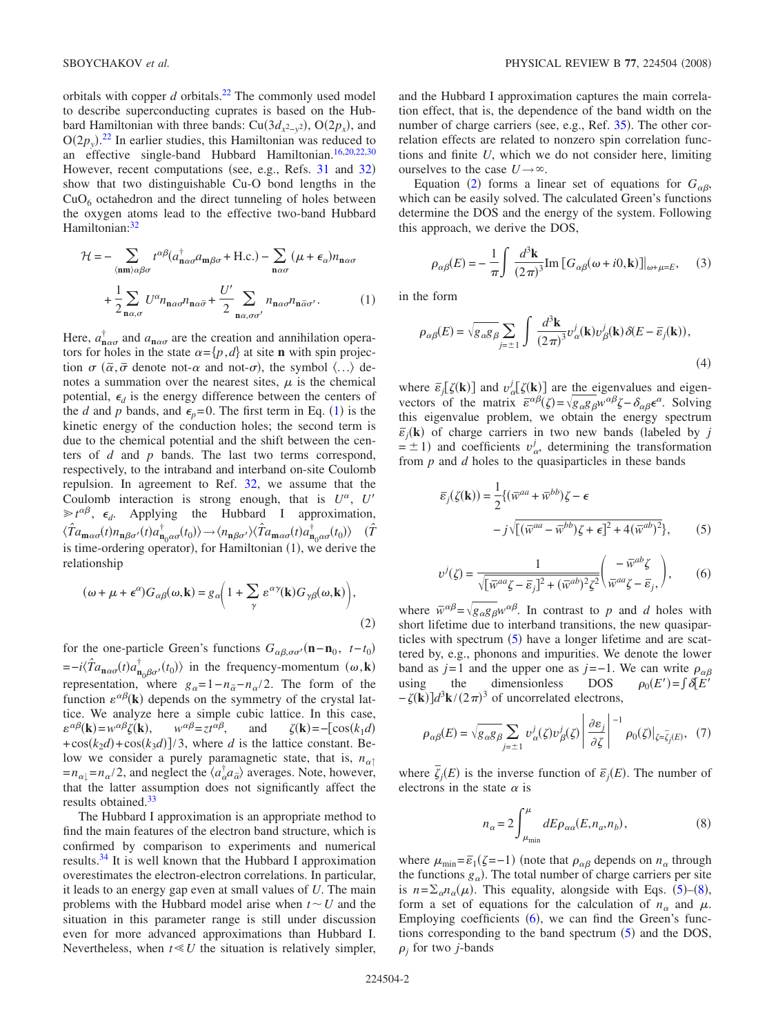orbitals with copper $d$ orbitals.[22] The commonly used model to describe superconducting cuprates is based on the Hubbard Hamiltonian with three bands: $Cu(3d_{x^2-y^2})$, $O(2p_x)$, and $O(2p_y)$.[22] In earlier studies, this Hamiltonian was reduced to an effective single-band Hubbard Hamiltonian.[16,20,22,30] However, recent computations (see, e.g., Refs. 31 and 32) show that two distinguishable Cu-O bond lengths in the $CuO_6$ octahedron and the direct tunneling of holes between the oxygen atoms lead to the effective two-band Hubbard Hamiltonian:[32]

$$\mathcal{H} = -\sum_{\langle \mathbf{nm}\rangle\alpha\beta\sigma} t^{\alpha\beta}(a^{\dagger}_{\mathbf{n}\alpha\sigma}a_{\mathbf{m}\beta\sigma} + \text{H.c.}) - \sum_{\mathbf{n}\alpha\sigma}(\mu + \epsilon_\alpha)n_{\mathbf{n}\alpha\sigma} + \frac{1}{2}\sum_{\mathbf{n}\alpha,\sigma} U^{\alpha} n_{\mathbf{n}\alpha\sigma}n_{\mathbf{n}\alpha\bar{\sigma}} + \frac{U'}{2}\sum_{\mathbf{n}\alpha,\sigma\sigma'} n_{\mathbf{n}\alpha\sigma}n_{\mathbf{n}\bar{\alpha}\sigma'} . \quad (1)$$

Here, $a^{\dagger}_{\mathbf{n}\alpha\sigma}$ and $a_{\mathbf{n}\alpha\sigma}$ are the creation and annihilation operators for holes in the state $\alpha=\{p,d\}$ at site $\mathbf{n}$ with spin projection $\sigma$ ($\bar{\alpha},\bar{\sigma}$ denote not-$\alpha$ and not-$\sigma$), the symbol $\langle\ldots\rangle$ denotes a summation over the nearest sites, $\mu$ is the chemical potential, $\epsilon_d$ is the energy difference between the centers of the $d$ and $p$ bands, and $\epsilon_p=0$. The first term in Eq. (1) is the kinetic energy of the conduction holes; the second term is due to the chemical potential and the shift between the centers of $d$ and $p$ bands. The last two terms correspond, respectively, to the intraband and interband on-site Coulomb repulsion. In agreement to Ref. 32, we assume that the Coulomb interaction is strong enough, that is $U^{\alpha}$, $U' \gg t^{\alpha\beta}$, $\epsilon_d$. Applying the Hubbard I approximation, $\langle \hat{T}a_{\mathbf{m}\alpha\sigma}(t)n_{\mathbf{n}\beta\sigma'}(t)a^{\dagger}_{\mathbf{n}_0\alpha\sigma}(t_0)\rangle \to \langle n_{\mathbf{n}\beta\sigma'}\rangle\langle \hat{T}a_{\mathbf{m}\alpha\sigma}(t)a^{\dagger}_{\mathbf{n}_0\alpha\sigma}(t_0)\rangle$ ($\hat{T}$ is time-ordering operator), for Hamiltonian (1), we derive the relationship

$$(\omega + \mu + \epsilon^{\alpha})G_{\alpha\beta}(\omega,\mathbf{k}) = g_\alpha\left(1 + \sum_{\gamma}\varepsilon^{\alpha\gamma}(\mathbf{k})G_{\gamma\beta}(\omega,\mathbf{k})\right), \quad (2)$$

for the one-particle Green's functions $G_{\alpha\beta,\sigma\sigma'}(\mathbf{n}-\mathbf{n}_0,\ t-t_0) = -i\langle \hat{T}a_{\mathbf{n}\alpha\sigma}(t)a^{\dagger}_{\mathbf{n}_0\beta\sigma'}(t_0)\rangle$ in the frequency-momentum $(\omega,\mathbf{k})$ representation, where $g_\alpha = 1 - n_{\bar{\alpha}} - n_{\alpha}/2$. The form of the function $\varepsilon^{\alpha\beta}(\mathbf{k})$ depends on the symmetry of the crystal lattice. We analyze here a simple cubic lattice. In this case, $\varepsilon^{\alpha\beta}(\mathbf{k}) = w^{\alpha\beta}\zeta(\mathbf{k})$, $w^{\alpha\beta} = zt^{\alpha\beta}$, and $\zeta(\mathbf{k}) = -[\cos(k_1 d) + \cos(k_2 d) + \cos(k_3 d)]/3$, where $d$ is the lattice constant. Below we consider a purely paramagnetic state, that is, $n_{\alpha\uparrow} = n_{\alpha\downarrow} = n_\alpha/2$, and neglect the $\langle a^{\dagger}_{\alpha}a_{\bar{\alpha}}\rangle$ averages. Note, however, that the latter assumption does not significantly affect the results obtained.[33]

The Hubbard I approximation is an appropriate method to find the main features of the electron band structure, which is confirmed by comparison to experiments and numerical results.[34] It is well known that the Hubbard I approximation overestimates the electron-electron correlations. In particular, it leads to an energy gap even at small values of $U$. The main problems with the Hubbard model arise when $t \sim U$ and the situation in this parameter range is still under discussion even for more advanced approximations than Hubbard I. Nevertheless, when $t \ll U$ the situation is relatively simpler, and the Hubbard I approximation captures the main correlation effect, that is, the dependence of the band width on the number of charge carriers (see, e.g., Ref. 35). The other correlation effects are related to nonzero spin correlation functions and finite $U$, which we do not consider here, limiting ourselves to the case $U \to \infty$.

Equation (2) forms a linear set of equations for $G_{\alpha\beta}$, which can be easily solved. The calculated Green's functions determine the DOS and the energy of the system. Following this approach, we derive the DOS,

$$\rho_{\alpha\beta}(E) = -\frac{1}{\pi}\int \frac{d^3\mathbf{k}}{(2\pi)^3}\text{Im}\left[G_{\alpha\beta}(\omega + i0,\mathbf{k})\right]\big|_{\omega+\mu=E}, \quad (3)$$

in the form

$$\rho_{\alpha\beta}(E) = \sqrt{g_\alpha g_\beta}\sum_{j=\pm 1}\int \frac{d^3\mathbf{k}}{(2\pi)^3}v^j_\alpha(\mathbf{k})v^j_\beta(\mathbf{k})\delta(E - \bar{\varepsilon}_j(\mathbf{k})), \quad (4)$$

where $\bar{\varepsilon}_j[\zeta(\mathbf{k})]$ and $v^j_\alpha[\zeta(\mathbf{k})]$ are the eigenvalues and eigenvectors of the matrix $\bar{\varepsilon}^{\alpha\beta}(\zeta) = \sqrt{g_\alpha g_\beta}w^{\alpha\beta}\zeta - \delta_{\alpha\beta}\epsilon^{\alpha}$. Solving this eigenvalue problem, we obtain the energy spectrum $\bar{\varepsilon}_j(\mathbf{k})$ of charge carriers in two new bands (labeled by $j=\pm 1$) and coefficients $v^j_\alpha$, determining the transformation from $p$ and $d$ holes to the quasiparticles in these bands

$$\bar{\varepsilon}_j(\zeta(\mathbf{k})) = \frac{1}{2}\{(\bar{w}^{aa} + \bar{w}^{bb})\zeta - \epsilon - j\sqrt{[(\bar{w}^{aa} - \bar{w}^{bb})\zeta + \epsilon]^2 + 4(\bar{w}^{ab})^2}\}, \quad (5)$$

$$v^j(\zeta) = \frac{1}{\sqrt{[\bar{w}^{aa}\zeta - \bar{\varepsilon}_j]^2 + (\bar{w}^{ab})^2\zeta^2}}\begin{pmatrix} -\bar{w}^{ab}\zeta \\ \bar{w}^{aa}\zeta - \bar{\varepsilon}_j \end{pmatrix}, \quad (6)$$

where $\bar{w}^{\alpha\beta} = \sqrt{g_\alpha g_\beta}w^{\alpha\beta}$. In contrast to $p$ and $d$ holes with short lifetime due to interband transitions, the new quasiparticles with spectrum (5) have a longer lifetime and are scattered by, e.g., phonons and impurities. We denote the lower band as $j=1$ and the upper one as $j=-1$. We can write $\rho_{\alpha\beta}$ using the dimensionless DOS $\rho_0(E') = \int\delta[E' - \zeta(\mathbf{k})]d^3\mathbf{k}/(2\pi)^3$ of uncorrelated electrons,

$$\rho_{\alpha\beta}(E) = \sqrt{g_\alpha g_\beta}\sum_{j=\pm 1}v^j_\alpha(\zeta)v^j_\beta(\zeta)\left|\frac{\partial\varepsilon_j}{\partial\zeta}\right|^{-1}\rho_0(\zeta)\big|_{\zeta=\bar{\zeta}_j(E)}, \quad (7)$$

where $\bar{\zeta}_j(E)$ is the inverse function of $\bar{\varepsilon}_j(E)$. The number of electrons in the state $\alpha$ is

$$n_\alpha = 2\int_{\mu_{\min}}^{\mu} dE\rho_{\alpha\alpha}(E,n_a,n_b), \quad (8)$$

where $\mu_{\min} = \bar{\varepsilon}_1(\zeta=-1)$ (note that $\rho_{\alpha\beta}$ depends on $n_\alpha$ through the functions $g_\alpha$). The total number of charge carriers per site is $n = \Sigma_\alpha n_\alpha(\mu)$. This equality, alongside with Eqs. (5)–(8), form a set of equations for the calculation of $n_\alpha$ and $\mu$. Employing coefficients (6), we can find the Green's functions corresponding to the band spectrum (5) and the DOS, $\rho_j$ for two $j$-bands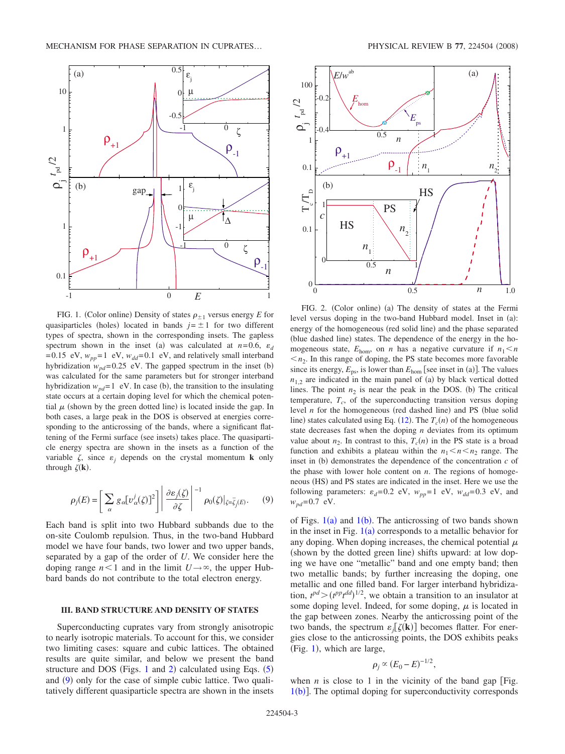FIG. 1. (Color online) Density of states $\rho_{\pm 1}$ versus energy $E$ for quasiparticles (holes) located in bands $j=\pm 1$ for two different types of spectra, shown in the corresponding insets. The gapless spectrum shown in the inset (a) was calculated at $n=0.6$, $\varepsilon_d=0.15$ eV, $w_{pp}=1$ eV, $w_{dd}=0.1$ eV, and relatively small interband hybridization $w_{pd}=0.25$ eV. The gapped spectrum in the inset (b) was calculated for the same parameters but for stronger interband hybridization $w_{pd}=1$ eV. In case (b), the transition to the insulating state occurs at a certain doping level for which the chemical potential $\mu$ (shown by the green dotted line) is located inside the gap. In both cases, a large peak in the DOS is observed at energies corresponding to the anticrossing of the bands, where a significant flattening of the Fermi surface (see insets) takes place. The quasiparticle energy spectra are shown in the insets as a function of the variable $\zeta$, since $\varepsilon_j$ depends on the crystal momentum $\mathbf{k}$ only through $\zeta(\mathbf{k})$.

$$\rho_j(E) = \left[ \sum_{\alpha} g_{\alpha} [v_{\alpha}^{j}(\zeta)]^2 \right] \left| \frac{\partial \varepsilon_j(\zeta)}{\partial \zeta} \right|^{-1} \rho_0(\zeta)|_{\zeta=\bar{\zeta}_j(E)}. \quad (9)$$

Each band is split into two Hubbard subbands due to the on-site Coulomb repulsion. Thus, in the two-band Hubbard model we have four bands, two lower and two upper bands, separated by a gap of the order of $U$. We consider here the doping range $n<1$ and in the limit $U\to\infty$, the upper Hubbard bands do not contribute to the total electron energy.

### III. BAND STRUCTURE AND DENSITY OF STATES

Superconducting cuprates vary from strongly anisotropic to nearly isotropic materials. To account for this, we consider two limiting cases: square and cubic lattices. The obtained results are quite similar, and below we present the band structure and DOS (Figs. 1 and 2) calculated using Eqs. (5) and (9) only for the case of simple cubic lattice. Two qualitatively different quasiparticle spectra are shown in the insets of Figs. 1(a) and 1(b). The anticrossing of two bands shown in the inset in Fig. 1(a) corresponds to a metallic behavior for any doping. When doping increases, the chemical potential $\mu$ (shown by the dotted green line) shifts upward: at low doping we have one "metallic" band and one empty band; then two metallic bands; by further increasing the doping, one metallic and one filled band. For larger interband hybridization, $t^{pd} > (t^{pp}t^{dd})^{1/2}$, we obtain a transition to an insulator at some doping level. Indeed, for some doping, $\mu$ is located in the gap between zones. Nearby the anticrossing point of the two bands, the spectrum $\varepsilon_j[\zeta(\mathbf{k})]$ becomes flatter. For energies close to the anticrossing points, the DOS exhibits peaks (Fig. 1), which are large,

$$\rho_j \propto (E_0 - E)^{-1/2},$$

when $n$ is close to 1 in the vicinity of the band gap [Fig. 1(b)]. The optimal doping for superconductivity corresponds

FIG. 2. (Color online) (a) The density of states at the Fermi level versus doping in the two-band Hubbard model. Inset in (a): energy of the homogeneous (red solid line) and the phase separated (blue dashed line) states. The dependence of the energy in the homogeneous state, $E_{\mathrm{hom}}$, on $n$ has a negative curvature if $n_1<n<n_2$. In this range of doping, the PS state becomes more favorable since its energy, $E_{\mathrm{ps}}$, is lower than $E_{\mathrm{hom}}$ [see inset in (a)]. The values $n_{1,2}$ are indicated in the main panel of (a) by black vertical dotted lines. The point $n_2$ is near the peak in the DOS. (b) The critical temperature, $T_c$, of the superconducting transition versus doping level $n$ for the homogeneous (red dashed line) and PS (blue solid line) states calculated using Eq. (12). The $T_c(n)$ of the homogeneous state decreases fast when the doping $n$ deviates from its optimum value about $n_2$. In contrast to this, $T_c(n)$ in the PS state is a broad function and exhibits a plateau within the $n_1<n<n_2$ range. The inset in (b) demonstrates the dependence of the concentration $c$ of the phase with lower hole content on $n$. The regions of homogeneous (HS) and PS states are indicated in the inset. Here we use the following parameters: $\varepsilon_d=0.2$ eV, $w_{pp}=1$ eV, $w_{dd}=0.3$ eV, and $w_{pd}=0.7$ eV.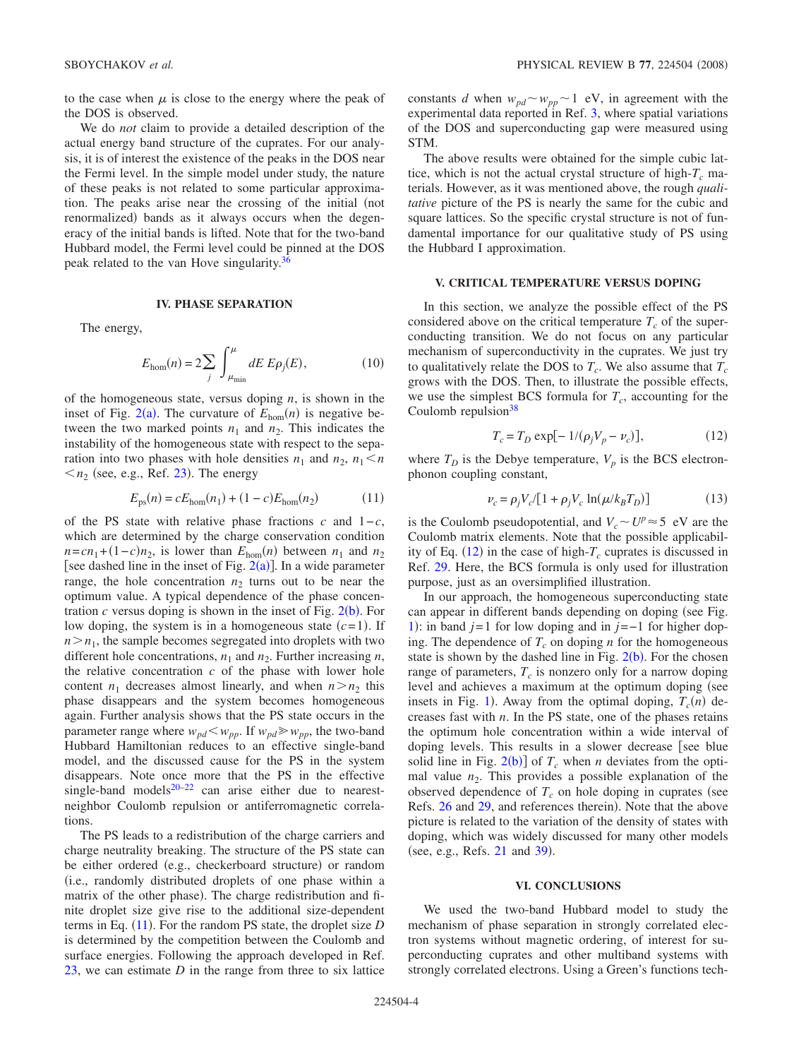to the case when $\mu$ is close to the energy where the peak of the DOS is observed.

We do *not* claim to provide a detailed description of the actual energy band structure of the cuprates. For our analysis, it is of interest the existence of the peaks in the DOS near the Fermi level. In the simple model under study, the nature of these peaks is not related to some particular approximation. The peaks arise near the crossing of the initial (not renormalized) bands as it always occurs when the degeneracy of the initial bands is lifted. Note that for the two-band Hubbard model, the Fermi level could be pinned at the DOS peak related to the van Hove singularity.[36]

## IV. PHASE SEPARATION

The energy,

$$E_{\text{hom}}(n) = 2\sum_j \int_{\mu_{\min}}^{\mu} dE\, E\rho_j(E), \tag{10}$$

of the homogeneous state, versus doping $n$, is shown in the inset of Fig. 2(a). The curvature of $E_{\text{hom}}(n)$ is negative between the two marked points $n_1$ and $n_2$. This indicates the instability of the homogeneous state with respect to the separation into two phases with hole densities $n_1$ and $n_2$, $n_1 < n < n_2$ (see, e.g., Ref. 23). The energy

$$E_{\text{ps}}(n) = cE_{\text{hom}}(n_1) + (1-c)E_{\text{hom}}(n_2) \tag{11}$$

of the PS state with relative phase fractions $c$ and $1-c$, which are determined by the charge conservation condition $n = cn_1 + (1-c)n_2$, is lower than $E_{\text{hom}}(n)$ between $n_1$ and $n_2$ [see dashed line in the inset of Fig. 2(a)]. In a wide parameter range, the hole concentration $n_2$ turns out to be near the optimum value. A typical dependence of the phase concentration $c$ versus doping is shown in the inset of Fig. 2(b). For low doping, the system is in a homogeneous state ($c=1$). If $n > n_1$, the sample becomes segregated into droplets with two different hole concentrations, $n_1$ and $n_2$. Further increasing $n$, the relative concentration $c$ of the phase with lower hole content $n_1$ decreases almost linearly, and when $n > n_2$ this phase disappears and the system becomes homogeneous again. Further analysis shows that the PS occurs in the parameter range where $w_{pd} < w_{pp}$. If $w_{pd} \gg w_{pp}$, the two-band Hubbard Hamiltonian reduces to an effective single-band model, and the discussed cause for the PS in the system disappears. Note once more that the PS in the effective single-band models[20–22] can arise either due to nearest-neighbor Coulomb repulsion or antiferromagnetic correlations.

The PS leads to a redistribution of the charge carriers and charge neutrality breaking. The structure of the PS state can be either ordered (e.g., checkerboard structure) or random (i.e., randomly distributed droplets of one phase within a matrix of the other phase). The charge redistribution and finite droplet size give rise to the additional size-dependent terms in Eq. (11). For the random PS state, the droplet size $D$ is determined by the competition between the Coulomb and surface energies. Following the approach developed in Ref. 23, we can estimate $D$ in the range from three to six lattice constants $d$ when $w_{pd} \sim w_{pp} \sim 1$ eV, in agreement with the experimental data reported in Ref. 3, where spatial variations of the DOS and superconducting gap were measured using STM.

The above results were obtained for the simple cubic lattice, which is not the actual crystal structure of high-$T_c$ materials. However, as it was mentioned above, the rough *qualitative* picture of the PS is nearly the same for the cubic and square lattices. So the specific crystal structure is not of fundamental importance for our qualitative study of PS using the Hubbard I approximation.

## V. CRITICAL TEMPERATURE VERSUS DOPING

In this section, we analyze the possible effect of the PS considered above on the critical temperature $T_c$ of the superconducting transition. We do not focus on any particular mechanism of superconductivity in the cuprates. We just try to qualitatively relate the DOS to $T_c$. We also assume that $T_c$ grows with the DOS. Then, to illustrate the possible effects, we use the simplest BCS formula for $T_c$, accounting for the Coulomb repulsion[38]

$$T_c = T_D \exp[-1/(\rho_j V_p - \nu_c)], \tag{12}$$

where $T_D$ is the Debye temperature, $V_p$ is the BCS electron-phonon coupling constant,

$$\nu_c = \rho_j V_c / [1 + \rho_j V_c \ln(\mu / k_B T_D)] \tag{13}$$

is the Coulomb pseudopotential, and $V_c \sim U^p \approx 5$ eV are the Coulomb matrix elements. Note that the possible applicability of Eq. (12) in the case of high-$T_c$ cuprates is discussed in Ref. 29. Here, the BCS formula is only used for illustration purpose, just as an oversimplified illustration.

In our approach, the homogeneous superconducting state can appear in different bands depending on doping (see Fig. 1): in band $j=1$ for low doping and in $j=-1$ for higher doping. The dependence of $T_c$ on doping $n$ for the homogeneous state is shown by the dashed line in Fig. 2(b). For the chosen range of parameters, $T_c$ is nonzero only for a narrow doping level and achieves a maximum at the optimum doping (see insets in Fig. 1). Away from the optimal doping, $T_c(n)$ decreases fast with $n$. In the PS state, one of the phases retains the optimum hole concentration within a wide interval of doping levels. This results in a slower decrease [see blue solid line in Fig. 2(b)] of $T_c$ when $n$ deviates from the optimal value $n_2$. This provides a possible explanation of the observed dependence of $T_c$ on hole doping in cuprates (see Refs. 26 and 29, and references therein). Note that the above picture is related to the variation of the density of states with doping, which was widely discussed for many other models (see, e.g., Refs. 21 and 39).

## VI. CONCLUSIONS

We used the two-band Hubbard model to study the mechanism of phase separation in strongly correlated electron systems without magnetic ordering, of interest for superconducting cuprates and other multiband systems with strongly correlated electrons. Using a Green's functions tech-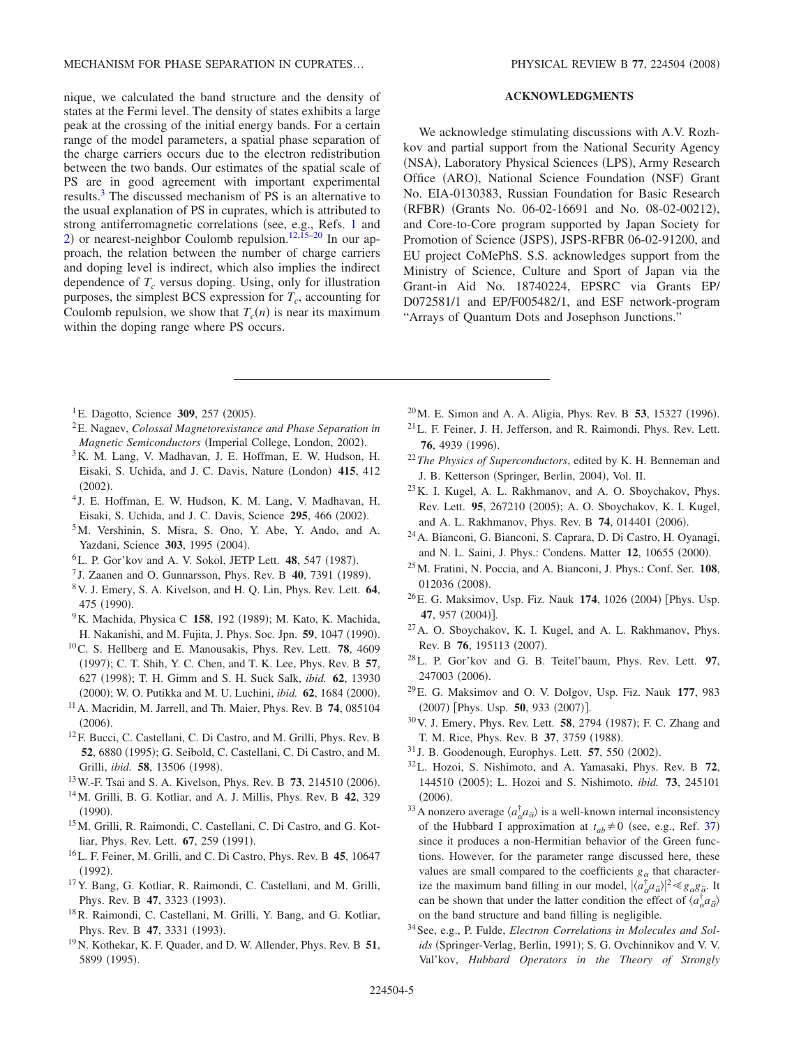nique, we calculated the band structure and the density of states at the Fermi level. The density of states exhibits a large peak at the crossing of the initial energy bands. For a certain range of the model parameters, a spatial phase separation of the charge carriers occurs due to the electron redistribution between the two bands. Our estimates of the spatial scale of PS are in good agreement with important experimental results.[3] The discussed mechanism of PS is an alternative to the usual explanation of PS in cuprates, which is attributed to strong antiferromagnetic correlations (see, e.g., Refs. 1 and 2) or nearest-neighbor Coulomb repulsion.[12,15–20] In our approach, the relation between the number of charge carriers and doping level is indirect, which also implies the indirect dependence of $T_c$ versus doping. Using, only for illustration purposes, the simplest BCS expression for $T_c$, accounting for Coulomb repulsion, we show that $T_c(n)$ is near its maximum within the doping range where PS occurs.

## ACKNOWLEDGMENTS

We acknowledge stimulating discussions with A.V. Rozhkov and partial support from the National Security Agency (NSA), Laboratory Physical Sciences (LPS), Army Research Office (ARO), National Science Foundation (NSF) Grant No. EIA-0130383, Russian Foundation for Basic Research (RFBR) (Grants No. 06-02-16691 and No. 08-02-00212), and Core-to-Core program supported by Japan Society for Promotion of Science (JSPS), JSPS-RFBR 06-02-91200, and EU project CoMePhS. S.S. acknowledges support from the Ministry of Science, Culture and Sport of Japan via the Grant-in Aid No. 18740224, EPSRC via Grants EP/D072581/1 and EP/F005482/1, and ESF network-program "Arrays of Quantum Dots and Josephson Junctions."

---

[1] E. Dagotto, Science **309**, 257 (2005).

[2] E. Nagaev, *Colossal Magnetoresistance and Phase Separation in Magnetic Semiconductors* (Imperial College, London, 2002).

[3] K. M. Lang, V. Madhavan, J. E. Hoffman, E. W. Hudson, H. Eisaki, S. Uchida, and J. C. Davis, Nature (London) **415**, 412 (2002).

[4] J. E. Hoffman, E. W. Hudson, K. M. Lang, V. Madhavan, H. Eisaki, S. Uchida, and J. C. Davis, Science **295**, 466 (2002).

[5] M. Vershinin, S. Misra, S. Ono, Y. Abe, Y. Ando, and A. Yazdani, Science **303**, 1995 (2004).

[6] L. P. Gor'kov and A. V. Sokol, JETP Lett. **48**, 547 (1987).

[7] J. Zaanen and O. Gunnarsson, Phys. Rev. B **40**, 7391 (1989).

[8] V. J. Emery, S. A. Kivelson, and H. Q. Lin, Phys. Rev. Lett. **64**, 475 (1990).

[9] K. Machida, Physica C **158**, 192 (1989); M. Kato, K. Machida, H. Nakanishi, and M. Fujita, J. Phys. Soc. Jpn. **59**, 1047 (1990).

[10] C. S. Hellberg and E. Manousakis, Phys. Rev. Lett. **78**, 4609 (1997); C. T. Shih, Y. C. Chen, and T. K. Lee, Phys. Rev. B **57**, 627 (1998); T. H. Gimm and S. H. Suck Salk, *ibid.* **62**, 13930 (2000); W. O. Putikka and M. U. Luchini, *ibid.* **62**, 1684 (2000).

[11] A. Macridin, M. Jarrell, and Th. Maier, Phys. Rev. B **74**, 085104 (2006).

[12] F. Bucci, C. Castellani, C. Di Castro, and M. Grilli, Phys. Rev. B **52**, 6880 (1995); G. Seibold, C. Castellani, C. Di Castro, and M. Grilli, *ibid.* **58**, 13506 (1998).

[13] W.-F. Tsai and S. A. Kivelson, Phys. Rev. B **73**, 214510 (2006).

[14] M. Grilli, B. G. Kotliar, and A. J. Millis, Phys. Rev. B **42**, 329 (1990).

[15] M. Grilli, R. Raimondi, C. Castellani, C. Di Castro, and G. Kotliar, Phys. Rev. Lett. **67**, 259 (1991).

[16] L. F. Feiner, M. Grilli, and C. Di Castro, Phys. Rev. B **45**, 10647 (1992).

[17] Y. Bang, G. Kotliar, R. Raimondi, C. Castellani, and M. Grilli, Phys. Rev. B **47**, 3323 (1993).

[18] R. Raimondi, C. Castellani, M. Grilli, Y. Bang, and G. Kotliar, Phys. Rev. B **47**, 3331 (1993).

[19] N. Kothekar, K. F. Quader, and D. W. Allender, Phys. Rev. B **51**, 5899 (1995).

[20] M. E. Simon and A. A. Aligia, Phys. Rev. B **53**, 15327 (1996).

[21] L. F. Feiner, J. H. Jefferson, and R. Raimondi, Phys. Rev. Lett. **76**, 4939 (1996).

[22] *The Physics of Superconductors*, edited by K. H. Benneman and J. B. Ketterson (Springer, Berlin, 2004), Vol. II.

[23] K. I. Kugel, A. L. Rakhmanov, and A. O. Sboychakov, Phys. Rev. Lett. **95**, 267210 (2005); A. O. Sboychakov, K. I. Kugel, and A. L. Rakhmanov, Phys. Rev. B **74**, 014401 (2006).

[24] A. Bianconi, G. Bianconi, S. Caprara, D. Di Castro, H. Oyanagi, and N. L. Saini, J. Phys.: Condens. Matter **12**, 10655 (2000).

[25] M. Fratini, N. Poccia, and A. Bianconi, J. Phys.: Conf. Ser. **108**, 012036 (2008).

[26] E. G. Maksimov, Usp. Fiz. Nauk **174**, 1026 (2004) [Phys. Usp. **47**, 957 (2004)].

[27] A. O. Sboychakov, K. I. Kugel, and A. L. Rakhmanov, Phys. Rev. B **76**, 195113 (2007).

[28] L. P. Gor'kov and G. B. Teitel'baum, Phys. Rev. Lett. **97**, 247003 (2006).

[29] E. G. Maksimov and O. V. Dolgov, Usp. Fiz. Nauk **177**, 983 (2007) [Phys. Usp. **50**, 933 (2007)].

[30] V. J. Emery, Phys. Rev. Lett. **58**, 2794 (1987); F. C. Zhang and T. M. Rice, Phys. Rev. B **37**, 3759 (1988).

[31] J. B. Goodenough, Europhys. Lett. **57**, 550 (2002).

[32] L. Hozoi, S. Nishimoto, and A. Yamasaki, Phys. Rev. B **72**, 144510 (2005); L. Hozoi and S. Nishimoto, *ibid.* **73**, 245101 (2006).

[33] A nonzero average $\langle a^{\dagger}_{\alpha} a_{\bar{\alpha}} \rangle$ is a well-known internal inconsistency of the Hubbard I approximation at $t_{ab} \neq 0$ (see, e.g., Ref. 37) since it produces a non-Hermitian behavior of the Green functions. However, for the parameter range discussed here, these values are small compared to the coefficients $g_{\alpha}$ that characterize the maximum band filling in our model, $|\langle a^{\dagger}_{\alpha} a_{\bar{\alpha}} \rangle|^2 \ll g_{\alpha} g_{\bar{\alpha}}$. It can be shown that under the latter condition the effect of $\langle a^{\dagger}_{\alpha} a_{\bar{\alpha}} \rangle$ on the band structure and band filling is negligible.

[34] See, e.g., P. Fulde, *Electron Correlations in Molecules and Solids* (Springer-Verlag, Berlin, 1991); S. G. Ovchinnikov and V. V. Val'kov, *Hubbard Operators in the Theory of Strongly*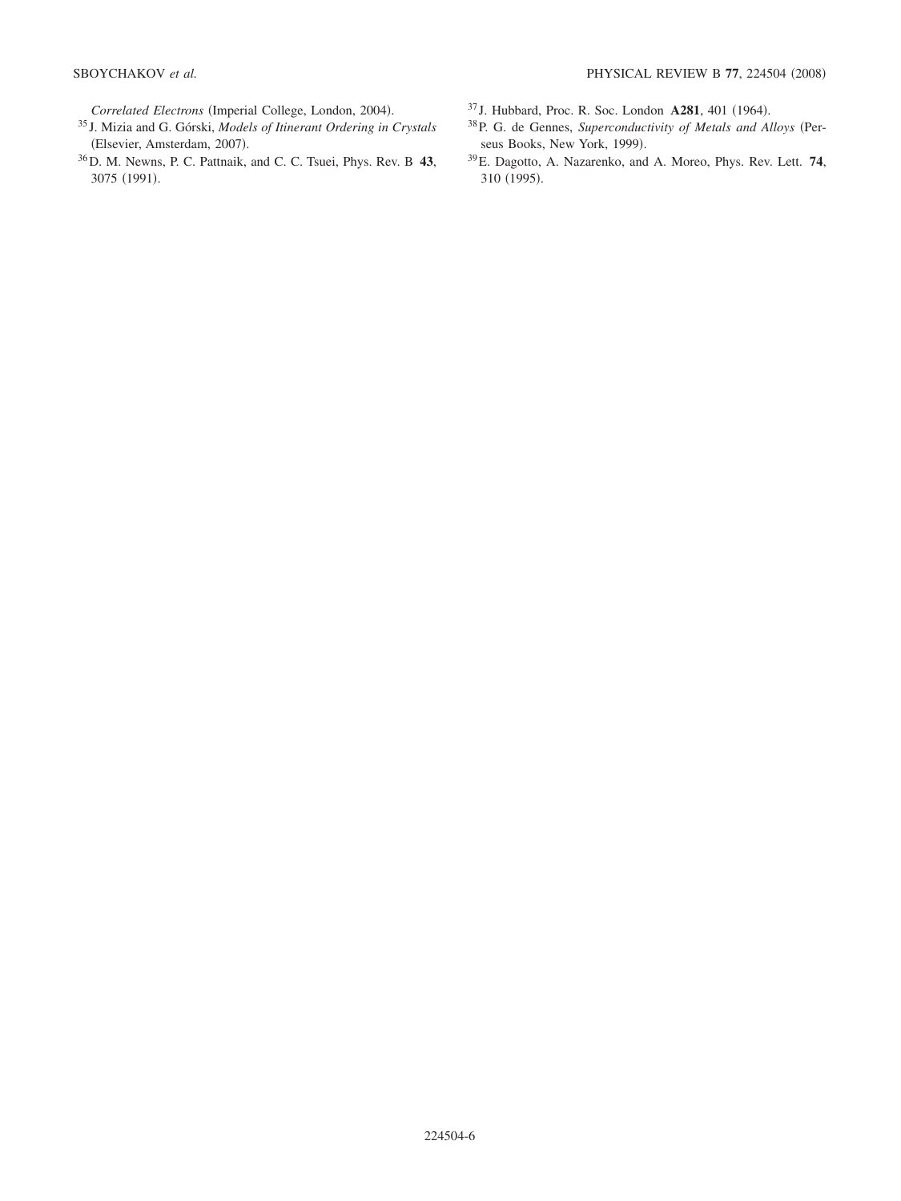*Correlated Electrons* (Imperial College, London, 2004).

[35] J. Mizia and G. Górski, *Models of Itinerant Ordering in Crystals* (Elsevier, Amsterdam, 2007).

[36] D. M. Newns, P. C. Pattnaik, and C. C. Tsuei, Phys. Rev. B **43**, 3075 (1991).

[37] J. Hubbard, Proc. R. Soc. London **A281**, 401 (1964).

[38] P. G. de Gennes, *Superconductivity of Metals and Alloys* (Perseus Books, New York, 1999).

[39] E. Dagotto, A. Nazarenko, and A. Moreo, Phys. Rev. Lett. **74**, 310 (1995).